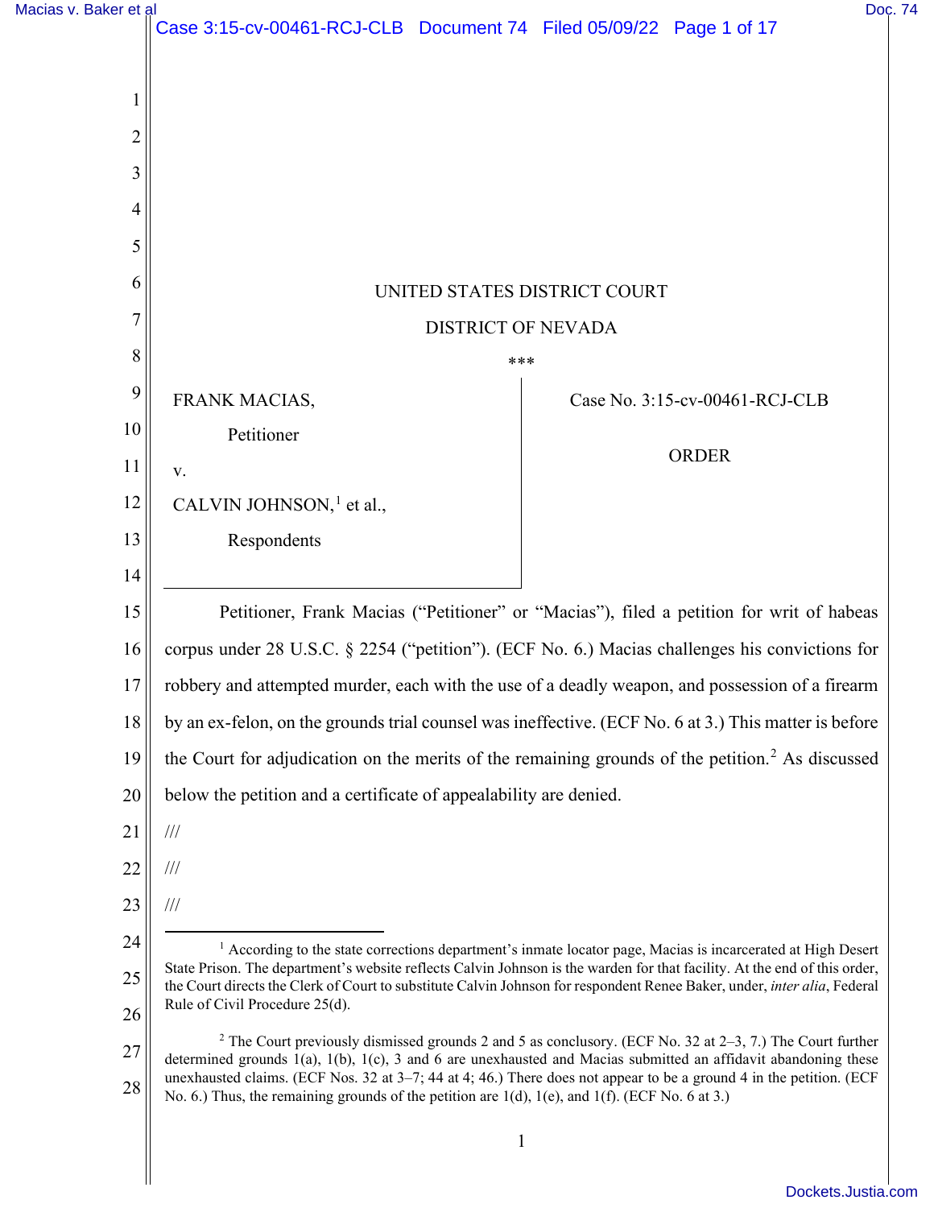UNITED STATES DISTRICT COURT

DISTRICT OF NEVADA

\*\*\*

FRANK MACIAS,

Petitioner

v.

CALVIN JOHNSON,[1] et al.,

Respondents

Case No. 3:15-cv-00461-RCJ-CLB

ORDER

Petitioner, Frank Macias ("Petitioner" or "Macias"), filed a petition for writ of habeas corpus under 28 U.S.C. § 2254 ("petition"). (ECF No. 6.) Macias challenges his convictions for robbery and attempted murder, each with the use of a deadly weapon, and possession of a firearm by an ex-felon, on the grounds trial counsel was ineffective. (ECF No. 6 at 3.) This matter is before the Court for adjudication on the merits of the remaining grounds of the petition.[2] As discussed below the petition and a certificate of appealability are denied.

///

///

///

[1] According to the state corrections department's inmate locator page, Macias is incarcerated at High Desert State Prison. The department's website reflects Calvin Johnson is the warden for that facility. At the end of this order, the Court directs the Clerk of Court to substitute Calvin Johnson for respondent Renee Baker, under, *inter alia*, Federal Rule of Civil Procedure 25(d).

[2] The Court previously dismissed grounds 2 and 5 as conclusory. (ECF No. 32 at 2–3, 7.) The Court further determined grounds 1(a), 1(b), 1(c), 3 and 6 are unexhausted and Macias submitted an affidavit abandoning these unexhausted claims. (ECF Nos. 32 at 3–7; 44 at 4; 46.) There does not appear to be a ground 4 in the petition. (ECF No. 6.) Thus, the remaining grounds of the petition are 1(d), 1(e), and 1(f). (ECF No. 6 at 3.)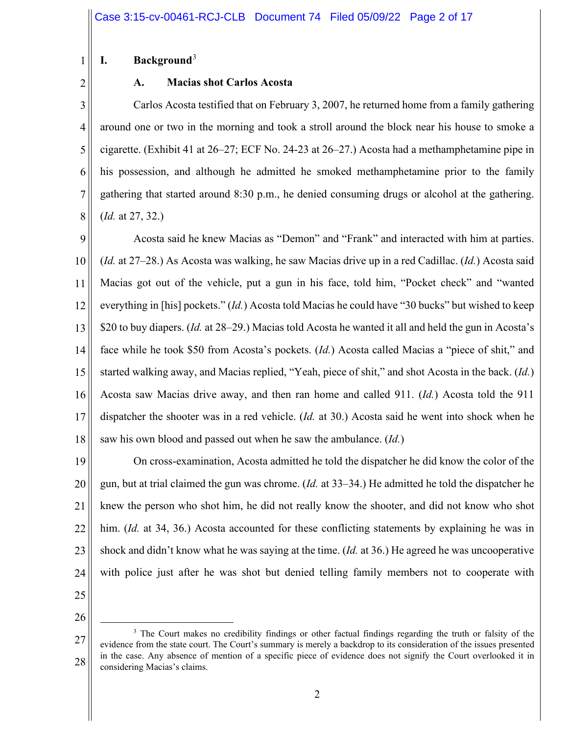## I. Background[3]

### A. Macias shot Carlos Acosta

Carlos Acosta testified that on February 3, 2007, he returned home from a family gathering around one or two in the morning and took a stroll around the block near his house to smoke a cigarette. (Exhibit 41 at 26–27; ECF No. 24-23 at 26–27.) Acosta had a methamphetamine pipe in his possession, and although he admitted he smoked methamphetamine prior to the family gathering that started around 8:30 p.m., he denied consuming drugs or alcohol at the gathering. (*Id.* at 27, 32.)

Acosta said he knew Macias as "Demon" and "Frank" and interacted with him at parties. (*Id.* at 27–28.) As Acosta was walking, he saw Macias drive up in a red Cadillac. (*Id.*) Acosta said Macias got out of the vehicle, put a gun in his face, told him, "Pocket check" and "wanted everything in [his] pockets." (*Id.*) Acosta told Macias he could have "30 bucks" but wished to keep $20 to buy diapers. (*Id.* at 28–29.) Macias told Acosta he wanted it all and held the gun in Acosta's face while he took $50 from Acosta's pockets. (*Id.*) Acosta called Macias a "piece of shit," and started walking away, and Macias replied, "Yeah, piece of shit," and shot Acosta in the back. (*Id.*) Acosta saw Macias drive away, and then ran home and called 911. (*Id.*) Acosta told the 911 dispatcher the shooter was in a red vehicle. (*Id.* at 30.) Acosta said he went into shock when he saw his own blood and passed out when he saw the ambulance. (*Id.*)

On cross-examination, Acosta admitted he told the dispatcher he did know the color of the gun, but at trial claimed the gun was chrome. (*Id.* at 33–34.) He admitted he told the dispatcher he knew the person who shot him, he did not really know the shooter, and did not know who shot him. (*Id.* at 34, 36.) Acosta accounted for these conflicting statements by explaining he was in shock and didn't know what he was saying at the time. (*Id.* at 36.) He agreed he was uncooperative with police just after he was shot but denied telling family members not to cooperate with

---

[3] The Court makes no credibility findings or other factual findings regarding the truth or falsity of the evidence from the state court. The Court's summary is merely a backdrop to its consideration of the issues presented in the case. Any absence of mention of a specific piece of evidence does not signify the Court overlooked it in considering Macias's claims.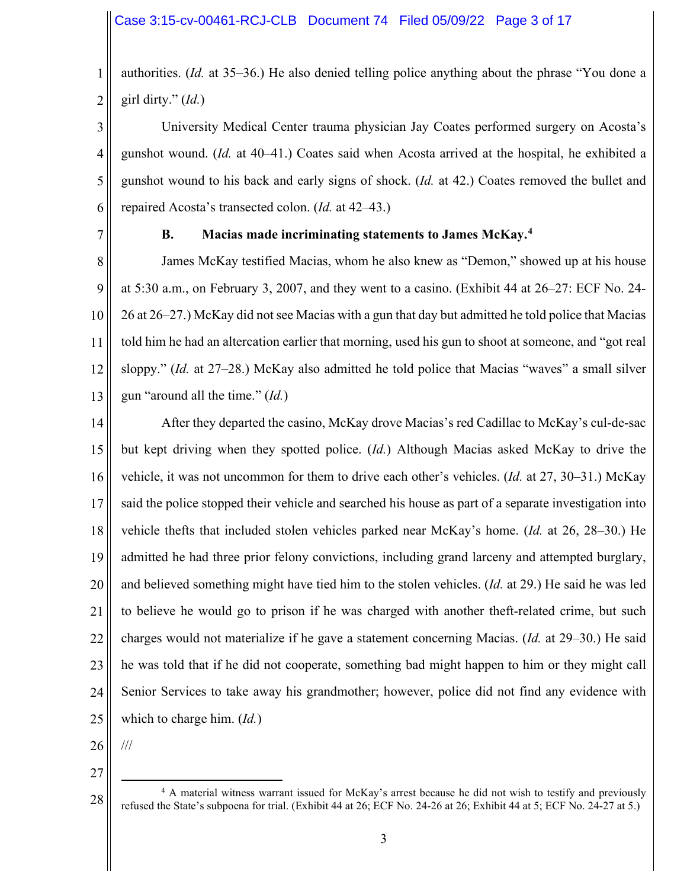authorities. (*Id.* at 35–36.) He also denied telling police anything about the phrase "You done a girl dirty." (*Id.*)

University Medical Center trauma physician Jay Coates performed surgery on Acosta's gunshot wound. (*Id.* at 40–41.) Coates said when Acosta arrived at the hospital, he exhibited a gunshot wound to his back and early signs of shock. (*Id.* at 42.) Coates removed the bullet and repaired Acosta's transected colon. (*Id.* at 42–43.)

### B. Macias made incriminating statements to James McKay.[4]

James McKay testified Macias, whom he also knew as "Demon," showed up at his house at 5:30 a.m., on February 3, 2007, and they went to a casino. (Exhibit 44 at 26–27: ECF No. 24-26 at 26–27.) McKay did not see Macias with a gun that day but admitted he told police that Macias told him he had an altercation earlier that morning, used his gun to shoot at someone, and "got real sloppy." (*Id.* at 27–28.) McKay also admitted he told police that Macias "waves" a small silver gun "around all the time." (*Id.*)

After they departed the casino, McKay drove Macias's red Cadillac to McKay's cul-de-sac but kept driving when they spotted police. (*Id.*) Although Macias asked McKay to drive the vehicle, it was not uncommon for them to drive each other's vehicles. (*Id.* at 27, 30–31.) McKay said the police stopped their vehicle and searched his house as part of a separate investigation into vehicle thefts that included stolen vehicles parked near McKay's home. (*Id.* at 26, 28–30.) He admitted he had three prior felony convictions, including grand larceny and attempted burglary, and believed something might have tied him to the stolen vehicles. (*Id.* at 29.) He said he was led to believe he would go to prison if he was charged with another theft-related crime, but such charges would not materialize if he gave a statement concerning Macias. (*Id.* at 29–30.) He said he was told that if he did not cooperate, something bad might happen to him or they might call Senior Services to take away his grandmother; however, police did not find any evidence with which to charge him. (*Id.*)

///

---

[4] A material witness warrant issued for McKay's arrest because he did not wish to testify and previously refused the State's subpoena for trial. (Exhibit 44 at 26; ECF No. 24-26 at 26; Exhibit 44 at 5; ECF No. 24-27 at 5.)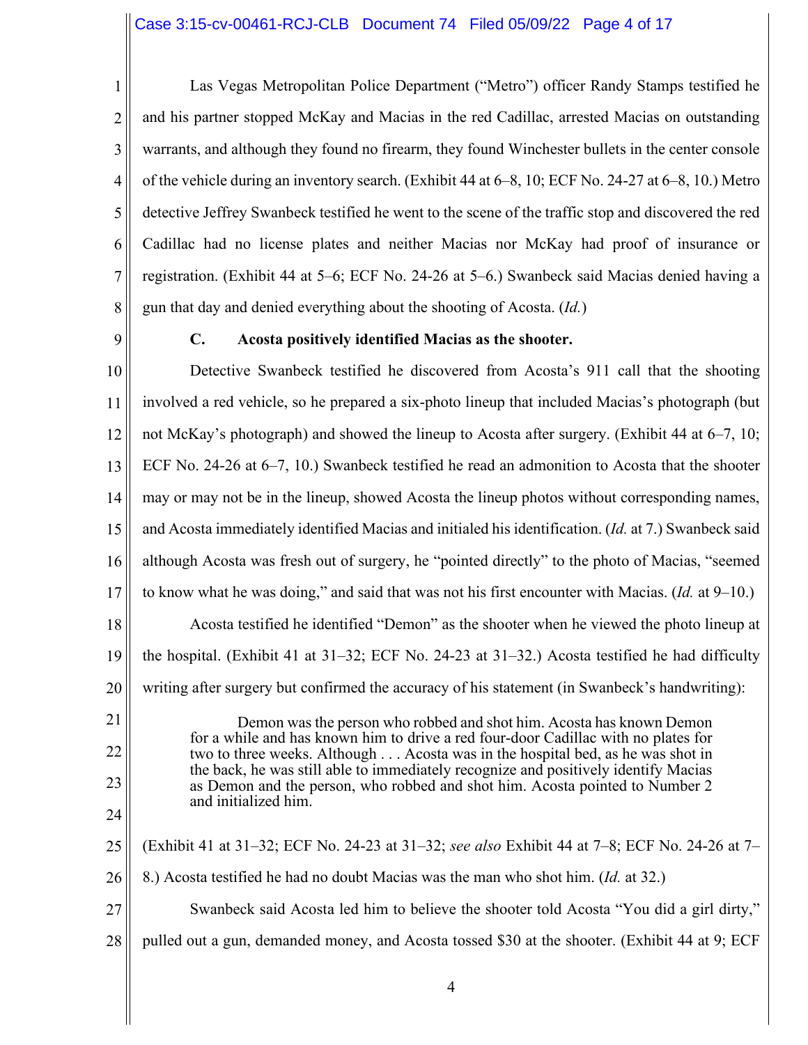Las Vegas Metropolitan Police Department ("Metro") officer Randy Stamps testified he and his partner stopped McKay and Macias in the red Cadillac, arrested Macias on outstanding warrants, and although they found no firearm, they found Winchester bullets in the center console of the vehicle during an inventory search. (Exhibit 44 at 6–8, 10; ECF No. 24-27 at 6–8, 10.) Metro detective Jeffrey Swanbeck testified he went to the scene of the traffic stop and discovered the red Cadillac had no license plates and neither Macias nor McKay had proof of insurance or registration. (Exhibit 44 at 5–6; ECF No. 24-26 at 5–6.) Swanbeck said Macias denied having a gun that day and denied everything about the shooting of Acosta. (*Id.*)

### C. Acosta positively identified Macias as the shooter.

Detective Swanbeck testified he discovered from Acosta's 911 call that the shooting involved a red vehicle, so he prepared a six-photo lineup that included Macias's photograph (but not McKay's photograph) and showed the lineup to Acosta after surgery. (Exhibit 44 at 6–7, 10; ECF No. 24-26 at 6–7, 10.) Swanbeck testified he read an admonition to Acosta that the shooter may or may not be in the lineup, showed Acosta the lineup photos without corresponding names, and Acosta immediately identified Macias and initialed his identification. (*Id.* at 7.) Swanbeck said although Acosta was fresh out of surgery, he "pointed directly" to the photo of Macias, "seemed to know what he was doing," and said that was not his first encounter with Macias. (*Id.* at 9–10.)

Acosta testified he identified "Demon" as the shooter when he viewed the photo lineup at the hospital. (Exhibit 41 at 31–32; ECF No. 24-23 at 31–32.) Acosta testified he had difficulty writing after surgery but confirmed the accuracy of his statement (in Swanbeck's handwriting):

> Demon was the person who robbed and shot him. Acosta has known Demon for a while and has known him to drive a red four-door Cadillac with no plates for two to three weeks. Although . . . Acosta was in the hospital bed, as he was shot in the back, he was still able to immediately recognize and positively identify Macias as Demon and the person, who robbed and shot him. Acosta pointed to Number 2 and initialized him.

(Exhibit 41 at 31–32; ECF No. 24-23 at 31–32; *see also* Exhibit 44 at 7–8; ECF No. 24-26 at 7–8.) Acosta testified he had no doubt Macias was the man who shot him. (*Id.* at 32.)

Swanbeck said Acosta led him to believe the shooter told Acosta "You did a girl dirty," pulled out a gun, demanded money, and Acosta tossed $30 at the shooter. (Exhibit 44 at 9; ECF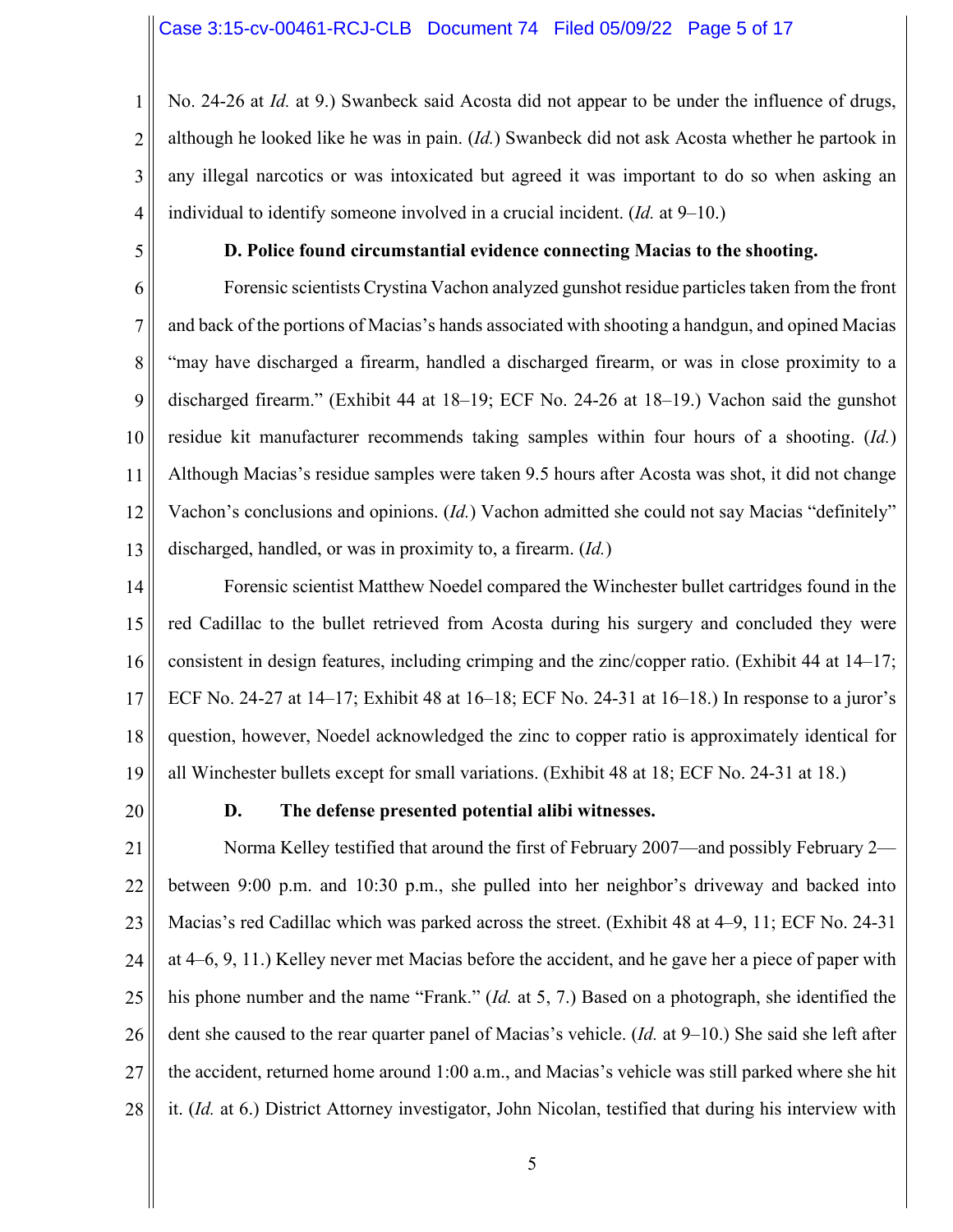No. 24-26 at *Id.* at 9.) Swanbeck said Acosta did not appear to be under the influence of drugs, although he looked like he was in pain. (*Id.*) Swanbeck did not ask Acosta whether he partook in any illegal narcotics or was intoxicated but agreed it was important to do so when asking an individual to identify someone involved in a crucial incident. (*Id.* at 9–10.)

**D. Police found circumstantial evidence connecting Macias to the shooting.**

Forensic scientists Crystina Vachon analyzed gunshot residue particles taken from the front and back of the portions of Macias's hands associated with shooting a handgun, and opined Macias "may have discharged a firearm, handled a discharged firearm, or was in close proximity to a discharged firearm." (Exhibit 44 at 18–19; ECF No. 24-26 at 18–19.) Vachon said the gunshot residue kit manufacturer recommends taking samples within four hours of a shooting. (*Id.*) Although Macias's residue samples were taken 9.5 hours after Acosta was shot, it did not change Vachon's conclusions and opinions. (*Id.*) Vachon admitted she could not say Macias "definitely" discharged, handled, or was in proximity to, a firearm. (*Id.*)

Forensic scientist Matthew Noedel compared the Winchester bullet cartridges found in the red Cadillac to the bullet retrieved from Acosta during his surgery and concluded they were consistent in design features, including crimping and the zinc/copper ratio. (Exhibit 44 at 14–17; ECF No. 24-27 at 14–17; Exhibit 48 at 16–18; ECF No. 24-31 at 16–18.) In response to a juror's question, however, Noedel acknowledged the zinc to copper ratio is approximately identical for all Winchester bullets except for small variations. (Exhibit 48 at 18; ECF No. 24-31 at 18.)

**D. The defense presented potential alibi witnesses.**

Norma Kelley testified that around the first of February 2007—and possibly February 2—between 9:00 p.m. and 10:30 p.m., she pulled into her neighbor's driveway and backed into Macias's red Cadillac which was parked across the street. (Exhibit 48 at 4–9, 11; ECF No. 24-31 at 4–6, 9, 11.) Kelley never met Macias before the accident, and he gave her a piece of paper with his phone number and the name "Frank." (*Id.* at 5, 7.) Based on a photograph, she identified the dent she caused to the rear quarter panel of Macias's vehicle. (*Id.* at 9–10.) She said she left after the accident, returned home around 1:00 a.m., and Macias's vehicle was still parked where she hit it. (*Id.* at 6.) District Attorney investigator, John Nicolan, testified that during his interview with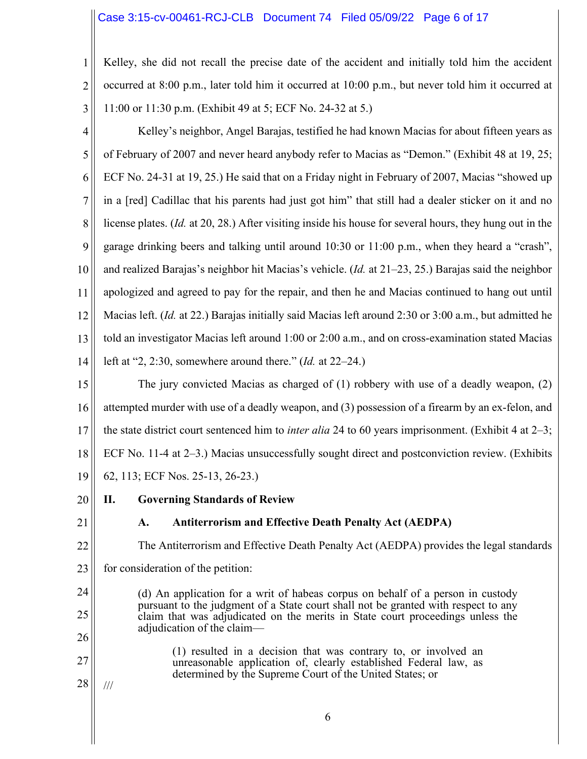Kelley, she did not recall the precise date of the accident and initially told him the accident occurred at 8:00 p.m., later told him it occurred at 10:00 p.m., but never told him it occurred at 11:00 or 11:30 p.m. (Exhibit 49 at 5; ECF No. 24-32 at 5.)

Kelley's neighbor, Angel Barajas, testified he had known Macias for about fifteen years as of February of 2007 and never heard anybody refer to Macias as "Demon." (Exhibit 48 at 19, 25; ECF No. 24-31 at 19, 25.) He said that on a Friday night in February of 2007, Macias "showed up in a [red] Cadillac that his parents had just got him" that still had a dealer sticker on it and no license plates. (*Id.* at 20, 28.) After visiting inside his house for several hours, they hung out in the garage drinking beers and talking until around 10:30 or 11:00 p.m., when they heard a "crash", and realized Barajas's neighbor hit Macias's vehicle. (*Id.* at 21–23, 25.) Barajas said the neighbor apologized and agreed to pay for the repair, and then he and Macias continued to hang out until Macias left. (*Id.* at 22.) Barajas initially said Macias left around 2:30 or 3:00 a.m., but admitted he told an investigator Macias left around 1:00 or 2:00 a.m., and on cross-examination stated Macias left at "2, 2:30, somewhere around there." (*Id.* at 22–24.)

The jury convicted Macias as charged of (1) robbery with use of a deadly weapon, (2) attempted murder with use of a deadly weapon, and (3) possession of a firearm by an ex-felon, and the state district court sentenced him to *inter alia* 24 to 60 years imprisonment. (Exhibit 4 at 2–3; ECF No. 11-4 at 2–3.) Macias unsuccessfully sought direct and postconviction review. (Exhibits 62, 113; ECF Nos. 25-13, 26-23.)

## II. Governing Standards of Review

### A. Antiterrorism and Effective Death Penalty Act (AEDPA)

The Antiterrorism and Effective Death Penalty Act (AEDPA) provides the legal standards for consideration of the petition:

> (d) An application for a writ of habeas corpus on behalf of a person in custody pursuant to the judgment of a State court shall not be granted with respect to any claim that was adjudicated on the merits in State court proceedings unless the adjudication of the claim—
>
> > (1) resulted in a decision that was contrary to, or involved an unreasonable application of, clearly established Federal law, as determined by the Supreme Court of the United States; or

///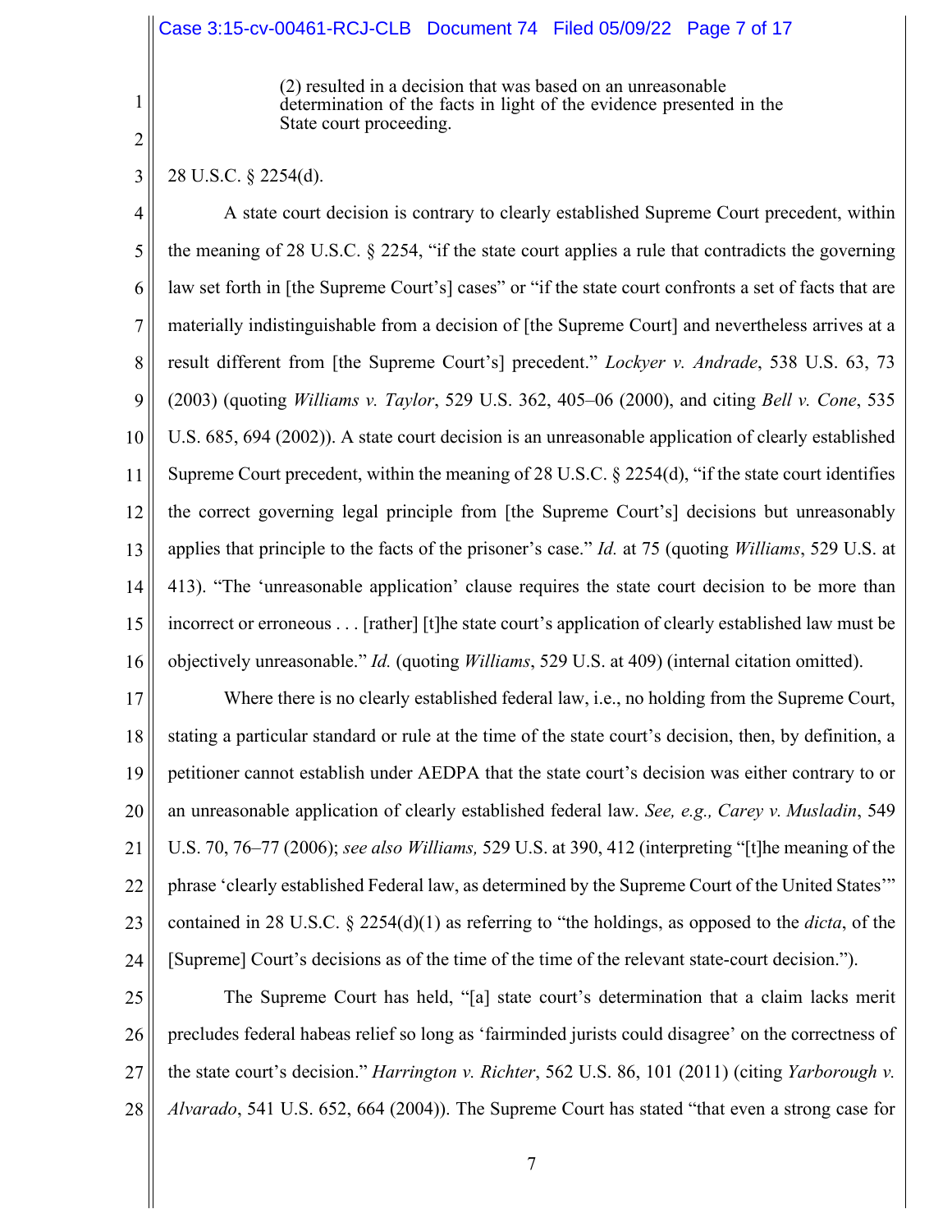> (2) resulted in a decision that was based on an unreasonable determination of the facts in light of the evidence presented in the State court proceeding.

28 U.S.C. § 2254(d).

A state court decision is contrary to clearly established Supreme Court precedent, within the meaning of 28 U.S.C. § 2254, "if the state court applies a rule that contradicts the governing law set forth in [the Supreme Court's] cases" or "if the state court confronts a set of facts that are materially indistinguishable from a decision of [the Supreme Court] and nevertheless arrives at a result different from [the Supreme Court's] precedent." *Lockyer v. Andrade*, 538 U.S. 63, 73 (2003) (quoting *Williams v. Taylor*, 529 U.S. 362, 405–06 (2000), and citing *Bell v. Cone*, 535 U.S. 685, 694 (2002)). A state court decision is an unreasonable application of clearly established Supreme Court precedent, within the meaning of 28 U.S.C. § 2254(d), "if the state court identifies the correct governing legal principle from [the Supreme Court's] decisions but unreasonably applies that principle to the facts of the prisoner's case." *Id.* at 75 (quoting *Williams*, 529 U.S. at 413). "The 'unreasonable application' clause requires the state court decision to be more than incorrect or erroneous . . . [rather] [t]he state court's application of clearly established law must be objectively unreasonable." *Id.* (quoting *Williams*, 529 U.S. at 409) (internal citation omitted).

Where there is no clearly established federal law, i.e., no holding from the Supreme Court, stating a particular standard or rule at the time of the state court's decision, then, by definition, a petitioner cannot establish under AEDPA that the state court's decision was either contrary to or an unreasonable application of clearly established federal law. *See, e.g., Carey v. Musladin*, 549 U.S. 70, 76–77 (2006); *see also Williams,* 529 U.S. at 390, 412 (interpreting "[t]he meaning of the phrase 'clearly established Federal law, as determined by the Supreme Court of the United States'" contained in 28 U.S.C. § 2254(d)(1) as referring to "the holdings, as opposed to the *dicta*, of the [Supreme] Court's decisions as of the time of the time of the relevant state-court decision.").

The Supreme Court has held, "[a] state court's determination that a claim lacks merit precludes federal habeas relief so long as 'fairminded jurists could disagree' on the correctness of the state court's decision." *Harrington v. Richter*, 562 U.S. 86, 101 (2011) (citing *Yarborough v. Alvarado*, 541 U.S. 652, 664 (2004)). The Supreme Court has stated "that even a strong case for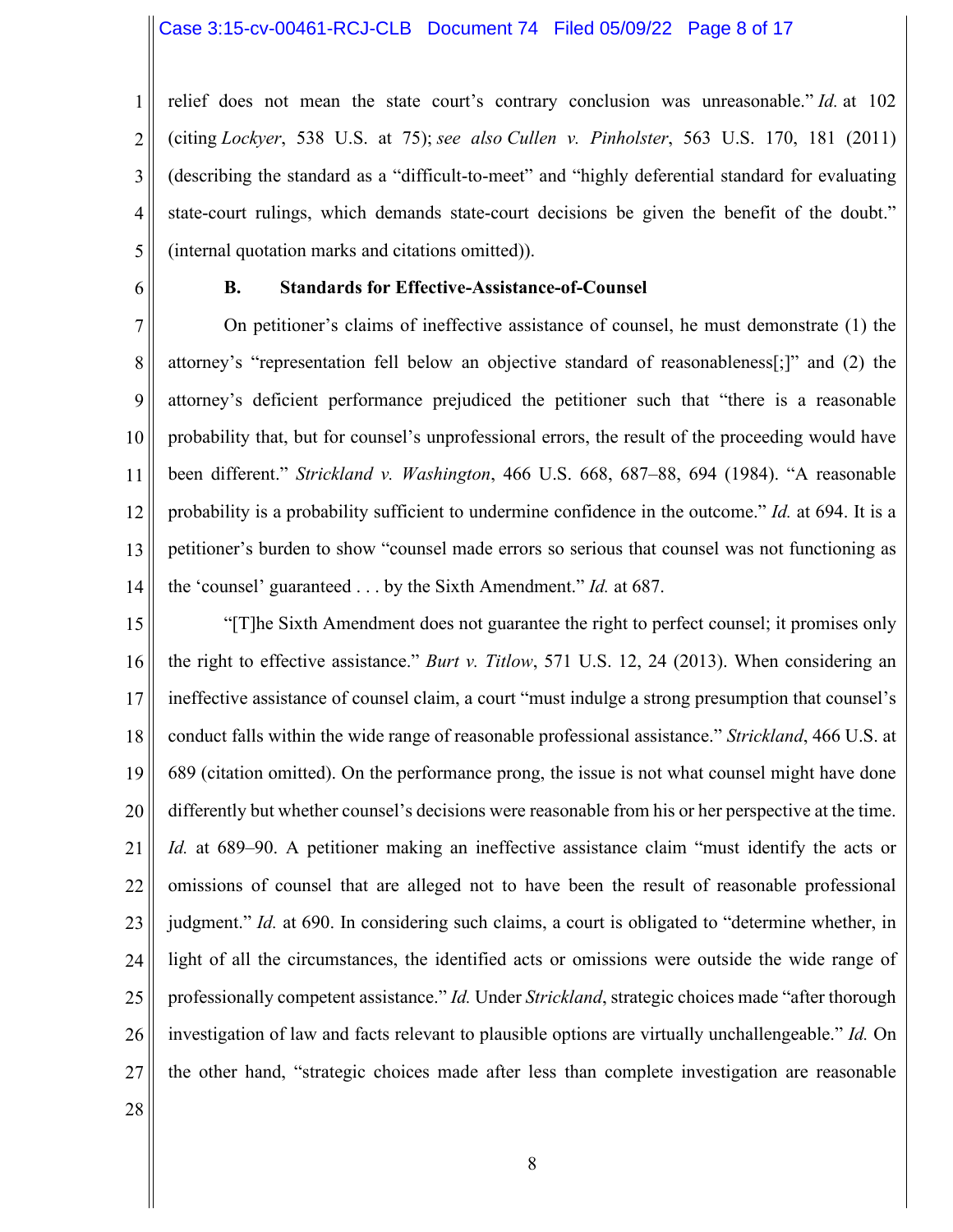relief does not mean the state court's contrary conclusion was unreasonable." *Id.* at 102 (citing *Lockyer*, 538 U.S. at 75); *see also Cullen v. Pinholster*, 563 U.S. 170, 181 (2011) (describing the standard as a "difficult-to-meet" and "highly deferential standard for evaluating state-court rulings, which demands state-court decisions be given the benefit of the doubt." (internal quotation marks and citations omitted)).

**B. Standards for Effective-Assistance-of-Counsel**

On petitioner's claims of ineffective assistance of counsel, he must demonstrate (1) the attorney's "representation fell below an objective standard of reasonableness[;]" and (2) the attorney's deficient performance prejudiced the petitioner such that "there is a reasonable probability that, but for counsel's unprofessional errors, the result of the proceeding would have been different." *Strickland v. Washington*, 466 U.S. 668, 687–88, 694 (1984). "A reasonable probability is a probability sufficient to undermine confidence in the outcome." *Id.* at 694. It is a petitioner's burden to show "counsel made errors so serious that counsel was not functioning as the 'counsel' guaranteed . . . by the Sixth Amendment." *Id.* at 687.

"[T]he Sixth Amendment does not guarantee the right to perfect counsel; it promises only the right to effective assistance." *Burt v. Titlow*, 571 U.S. 12, 24 (2013). When considering an ineffective assistance of counsel claim, a court "must indulge a strong presumption that counsel's conduct falls within the wide range of reasonable professional assistance." *Strickland*, 466 U.S. at 689 (citation omitted). On the performance prong, the issue is not what counsel might have done differently but whether counsel's decisions were reasonable from his or her perspective at the time. *Id.* at 689–90. A petitioner making an ineffective assistance claim "must identify the acts or omissions of counsel that are alleged not to have been the result of reasonable professional judgment." *Id.* at 690. In considering such claims, a court is obligated to "determine whether, in light of all the circumstances, the identified acts or omissions were outside the wide range of professionally competent assistance." *Id.* Under *Strickland*, strategic choices made "after thorough investigation of law and facts relevant to plausible options are virtually unchallengeable." *Id.* On the other hand, "strategic choices made after less than complete investigation are reasonable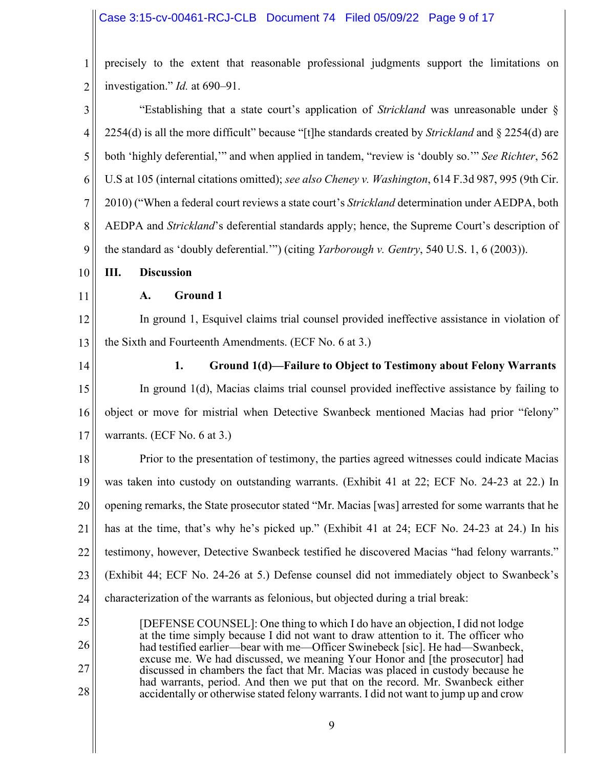precisely to the extent that reasonable professional judgments support the limitations on investigation." *Id.* at 690–91.

"Establishing that a state court's application of *Strickland* was unreasonable under § 2254(d) is all the more difficult" because "[t]he standards created by *Strickland* and § 2254(d) are both 'highly deferential,'" and when applied in tandem, "review is 'doubly so.'" *See Richter*, 562 U.S at 105 (internal citations omitted); *see also Cheney v. Washington*, 614 F.3d 987, 995 (9th Cir. 2010) ("When a federal court reviews a state court's *Strickland* determination under AEDPA, both AEDPA and *Strickland*'s deferential standards apply; hence, the Supreme Court's description of the standard as 'doubly deferential.'") (citing *Yarborough v. Gentry*, 540 U.S. 1, 6 (2003)).

## III. Discussion

### A. Ground 1

In ground 1, Esquivel claims trial counsel provided ineffective assistance in violation of the Sixth and Fourteenth Amendments. (ECF No. 6 at 3.)

#### 1. Ground 1(d)—Failure to Object to Testimony about Felony Warrants

In ground 1(d), Macias claims trial counsel provided ineffective assistance by failing to object or move for mistrial when Detective Swanbeck mentioned Macias had prior "felony" warrants. (ECF No. 6 at 3.)

Prior to the presentation of testimony, the parties agreed witnesses could indicate Macias was taken into custody on outstanding warrants. (Exhibit 41 at 22; ECF No. 24-23 at 22.) In opening remarks, the State prosecutor stated "Mr. Macias [was] arrested for some warrants that he has at the time, that's why he's picked up." (Exhibit 41 at 24; ECF No. 24-23 at 24.) In his testimony, however, Detective Swanbeck testified he discovered Macias "had felony warrants." (Exhibit 44; ECF No. 24-26 at 5.) Defense counsel did not immediately object to Swanbeck's characterization of the warrants as felonious, but objected during a trial break:

> [DEFENSE COUNSEL]: One thing to which I do have an objection, I did not lodge at the time simply because I did not want to draw attention to it. The officer who had testified earlier—bear with me—Officer Swinebeck [sic]. He had—Swanbeck, excuse me. We had discussed, we meaning Your Honor and [the prosecutor] had discussed in chambers the fact that Mr. Macias was placed in custody because he had warrants, period. And then we put that on the record. Mr. Swanbeck either accidentally or otherwise stated felony warrants. I did not want to jump up and crow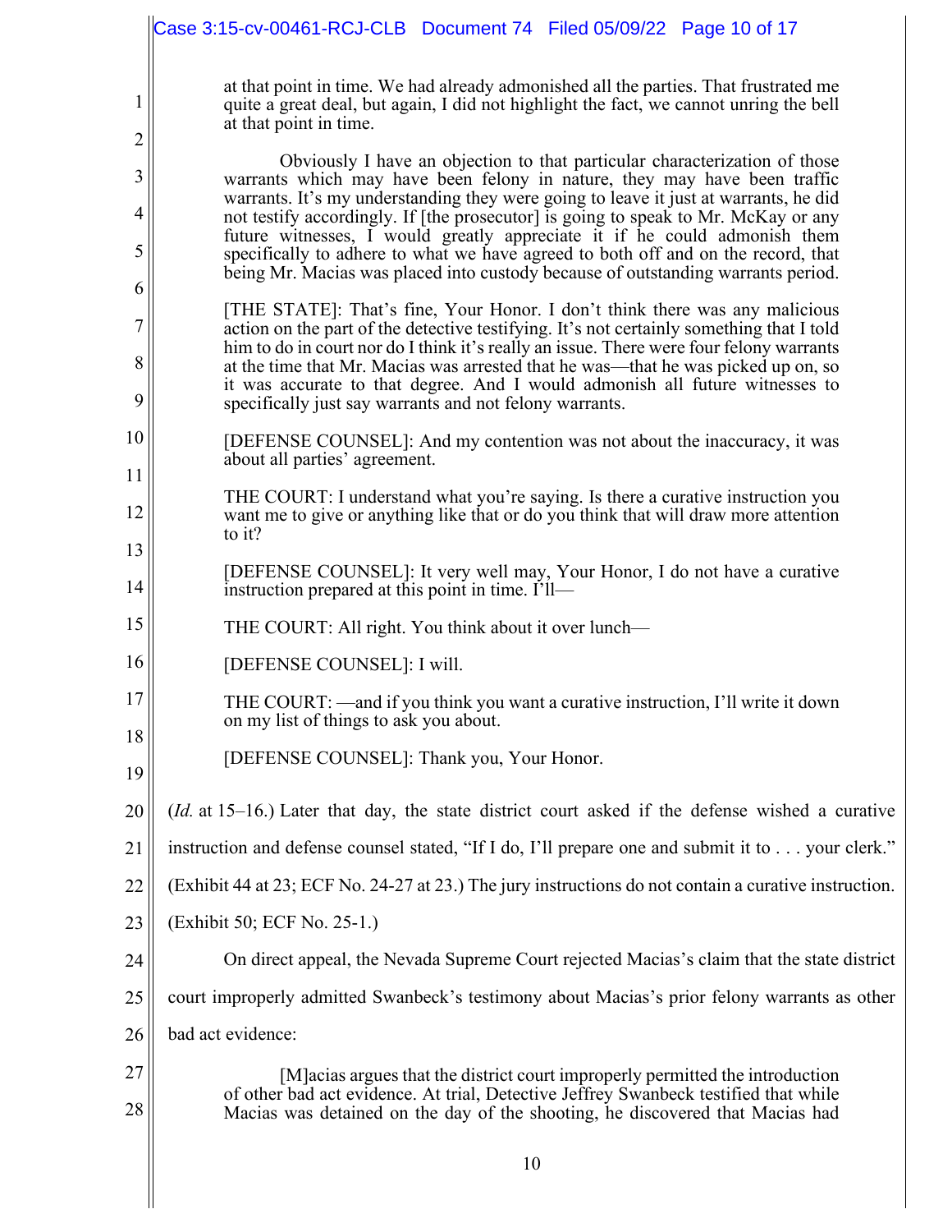> at that point in time. We had already admonished all the parties. That frustrated me quite a great deal, but again, I did not highlight the fact, we cannot unring the bell at that point in time.
>
> Obviously I have an objection to that particular characterization of those warrants which may have been felony in nature, they may have been traffic warrants. It's my understanding they were going to leave it just at warrants, he did not testify accordingly. If [the prosecutor] is going to speak to Mr. McKay or any future witnesses, I would greatly appreciate it if he could admonish them specifically to adhere to what we have agreed to both off and on the record, that being Mr. Macias was placed into custody because of outstanding warrants period.
>
> [THE STATE]: That's fine, Your Honor. I don't think there was any malicious action on the part of the detective testifying. It's not certainly something that I told him to do in court nor do I think it's really an issue. There were four felony warrants at the time that Mr. Macias was arrested that he was—that he was picked up on, so it was accurate to that degree. And I would admonish all future witnesses to specifically just say warrants and not felony warrants.
>
> [DEFENSE COUNSEL]: And my contention was not about the inaccuracy, it was about all parties' agreement.
>
> THE COURT: I understand what you're saying. Is there a curative instruction you want me to give or anything like that or do you think that will draw more attention to it?
>
> [DEFENSE COUNSEL]: It very well may, Your Honor, I do not have a curative instruction prepared at this point in time. I'll—
>
> THE COURT: All right. You think about it over lunch—
>
> [DEFENSE COUNSEL]: I will.
>
> THE COURT: —and if you think you want a curative instruction, I'll write it down on my list of things to ask you about.
>
> [DEFENSE COUNSEL]: Thank you, Your Honor.

(*Id.* at 15–16.) Later that day, the state district court asked if the defense wished a curative instruction and defense counsel stated, "If I do, I'll prepare one and submit it to . . . your clerk." (Exhibit 44 at 23; ECF No. 24-27 at 23.) The jury instructions do not contain a curative instruction. (Exhibit 50; ECF No. 25-1.)

On direct appeal, the Nevada Supreme Court rejected Macias's claim that the state district court improperly admitted Swanbeck's testimony about Macias's prior felony warrants as other bad act evidence:

> [M]acias argues that the district court improperly permitted the introduction of other bad act evidence. At trial, Detective Jeffrey Swanbeck testified that while Macias was detained on the day of the shooting, he discovered that Macias had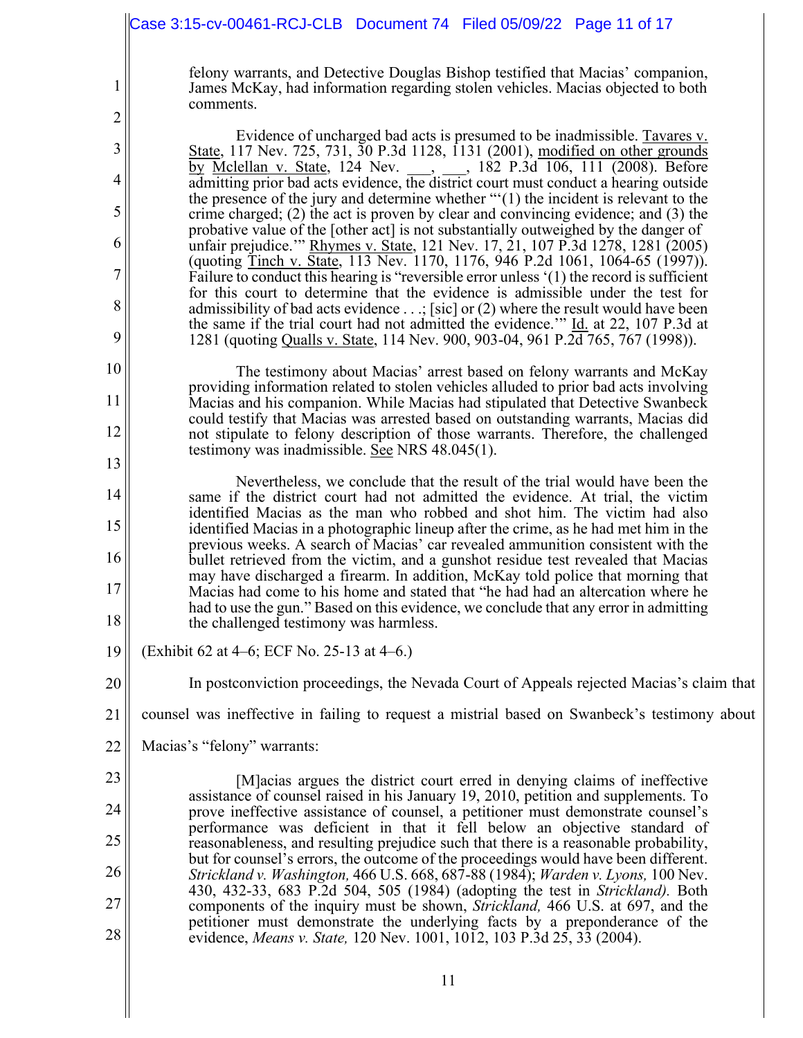> felony warrants, and Detective Douglas Bishop testified that Macias' companion, James McKay, had information regarding stolen vehicles. Macias objected to both comments.
>
> Evidence of uncharged bad acts is presumed to be inadmissible. Tavares v. State, 117 Nev. 725, 731, 30 P.3d 1128, 1131 (2001), modified on other grounds by Mclellan v. State, 124 Nev. ___, ___, 182 P.3d 106, 111 (2008). Before admitting prior bad acts evidence, the district court must conduct a hearing outside the presence of the jury and determine whether "'(1) the incident is relevant to the crime charged; (2) the act is proven by clear and convincing evidence; and (3) the probative value of the [other act] is not substantially outweighed by the danger of unfair prejudice.'" Rhymes v. State, 121 Nev. 17, 21, 107 P.3d 1278, 1281 (2005) (quoting Tinch v. State, 113 Nev. 1170, 1176, 946 P.2d 1061, 1064-65 (1997)). Failure to conduct this hearing is "reversible error unless '(1) the record is sufficient for this court to determine that the evidence is admissible under the test for admissibility of bad acts evidence . . .; [sic] or (2) where the result would have been the same if the trial court had not admitted the evidence.'" Id. at 22, 107 P.3d at 1281 (quoting Qualls v. State, 114 Nev. 900, 903-04, 961 P.2d 765, 767 (1998)).
>
> The testimony about Macias' arrest based on felony warrants and McKay providing information related to stolen vehicles alluded to prior bad acts involving Macias and his companion. While Macias had stipulated that Detective Swanbeck could testify that Macias was arrested based on outstanding warrants, Macias did not stipulate to felony description of those warrants. Therefore, the challenged testimony was inadmissible. See NRS 48.045(1).
>
> Nevertheless, we conclude that the result of the trial would have been the same if the district court had not admitted the evidence. At trial, the victim identified Macias as the man who robbed and shot him. The victim had also identified Macias in a photographic lineup after the crime, as he had met him in the previous weeks. A search of Macias' car revealed ammunition consistent with the bullet retrieved from the victim, and a gunshot residue test revealed that Macias may have discharged a firearm. In addition, McKay told police that morning that Macias had come to his home and stated that "he had had an altercation where he had to use the gun." Based on this evidence, we conclude that any error in admitting the challenged testimony was harmless.

(Exhibit 62 at 4–6; ECF No. 25-13 at 4–6.)

In postconviction proceedings, the Nevada Court of Appeals rejected Macias's claim that counsel was ineffective in failing to request a mistrial based on Swanbeck's testimony about Macias's "felony" warrants:

> [M]acias argues the district court erred in denying claims of ineffective assistance of counsel raised in his January 19, 2010, petition and supplements. To prove ineffective assistance of counsel, a petitioner must demonstrate counsel's performance was deficient in that it fell below an objective standard of reasonableness, and resulting prejudice such that there is a reasonable probability, but for counsel's errors, the outcome of the proceedings would have been different. *Strickland v. Washington,* 466 U.S. 668, 687-88 (1984); *Warden v. Lyons,* 100 Nev. 430, 432-33, 683 P.2d 504, 505 (1984) (adopting the test in *Strickland).* Both components of the inquiry must be shown, *Strickland,* 466 U.S. at 697, and the petitioner must demonstrate the underlying facts by a preponderance of the evidence, *Means v. State,* 120 Nev. 1001, 1012, 103 P.3d 25, 33 (2004).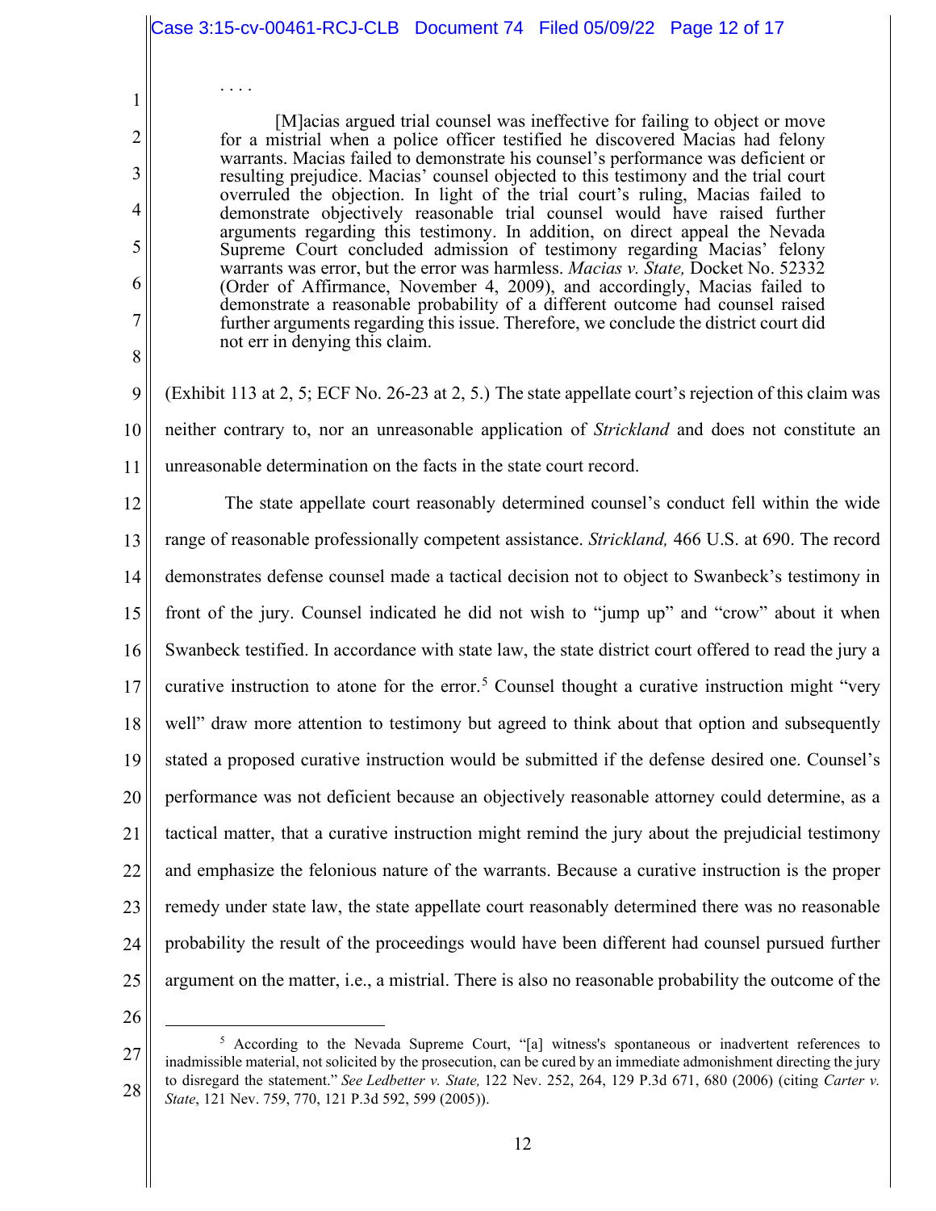. . . .

> [M]acias argued trial counsel was ineffective for failing to object or move for a mistrial when a police officer testified he discovered Macias had felony warrants. Macias failed to demonstrate his counsel's performance was deficient or resulting prejudice. Macias' counsel objected to this testimony and the trial court overruled the objection. In light of the trial court's ruling, Macias failed to demonstrate objectively reasonable trial counsel would have raised further arguments regarding this testimony. In addition, on direct appeal the Nevada Supreme Court concluded admission of testimony regarding Macias' felony warrants was error, but the error was harmless. *Macias v. State,* Docket No. 52332 (Order of Affirmance, November 4, 2009), and accordingly, Macias failed to demonstrate a reasonable probability of a different outcome had counsel raised further arguments regarding this issue. Therefore, we conclude the district court did not err in denying this claim.

(Exhibit 113 at 2, 5; ECF No. 26-23 at 2, 5.) The state appellate court's rejection of this claim was neither contrary to, nor an unreasonable application of *Strickland* and does not constitute an unreasonable determination on the facts in the state court record.

The state appellate court reasonably determined counsel's conduct fell within the wide range of reasonable professionally competent assistance. *Strickland,* 466 U.S. at 690. The record demonstrates defense counsel made a tactical decision not to object to Swanbeck's testimony in front of the jury. Counsel indicated he did not wish to "jump up" and "crow" about it when Swanbeck testified. In accordance with state law, the state district court offered to read the jury a curative instruction to atone for the error.[5] Counsel thought a curative instruction might "very well" draw more attention to testimony but agreed to think about that option and subsequently stated a proposed curative instruction would be submitted if the defense desired one. Counsel's performance was not deficient because an objectively reasonable attorney could determine, as a tactical matter, that a curative instruction might remind the jury about the prejudicial testimony and emphasize the felonious nature of the warrants. Because a curative instruction is the proper remedy under state law, the state appellate court reasonably determined there was no reasonable probability the result of the proceedings would have been different had counsel pursued further argument on the matter, i.e., a mistrial. There is also no reasonable probability the outcome of the

---

[5] According to the Nevada Supreme Court, "[a] witness's spontaneous or inadvertent references to inadmissible material, not solicited by the prosecution, can be cured by an immediate admonishment directing the jury to disregard the statement." *See Ledbetter v. State,* 122 Nev. 252, 264, 129 P.3d 671, 680 (2006) (citing *Carter v. State*, 121 Nev. 759, 770, 121 P.3d 592, 599 (2005)).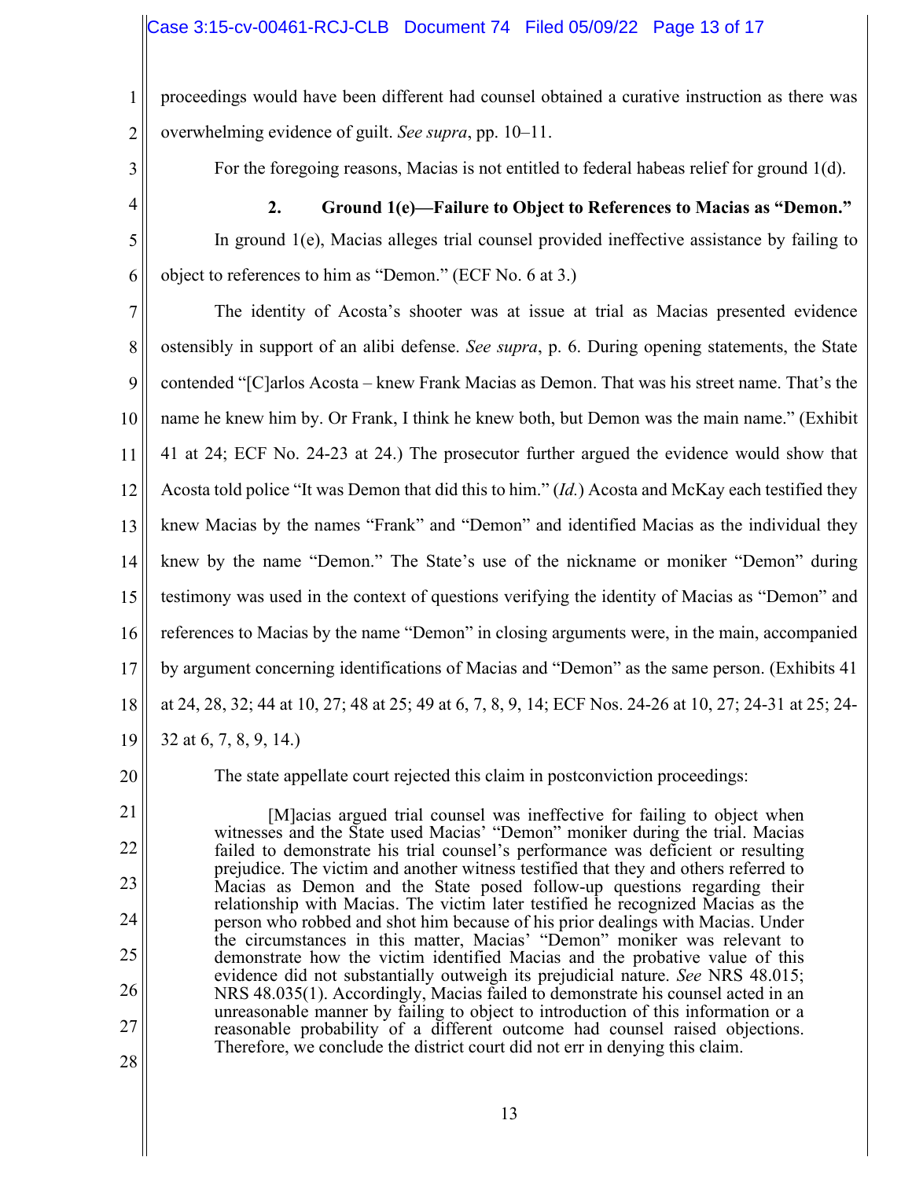proceedings would have been different had counsel obtained a curative instruction as there was overwhelming evidence of guilt. *See supra*, pp. 10–11.

For the foregoing reasons, Macias is not entitled to federal habeas relief for ground 1(d).

**2. Ground 1(e)—Failure to Object to References to Macias as "Demon."**

In ground 1(e), Macias alleges trial counsel provided ineffective assistance by failing to object to references to him as "Demon." (ECF No. 6 at 3.)

The identity of Acosta's shooter was at issue at trial as Macias presented evidence ostensibly in support of an alibi defense. *See supra*, p. 6. During opening statements, the State contended "[C]arlos Acosta – knew Frank Macias as Demon. That was his street name. That's the name he knew him by. Or Frank, I think he knew both, but Demon was the main name." (Exhibit 41 at 24; ECF No. 24-23 at 24.) The prosecutor further argued the evidence would show that Acosta told police "It was Demon that did this to him." (*Id.*) Acosta and McKay each testified they knew Macias by the names "Frank" and "Demon" and identified Macias as the individual they knew by the name "Demon." The State's use of the nickname or moniker "Demon" during testimony was used in the context of questions verifying the identity of Macias as "Demon" and references to Macias by the name "Demon" in closing arguments were, in the main, accompanied by argument concerning identifications of Macias and "Demon" as the same person. (Exhibits 41 at 24, 28, 32; 44 at 10, 27; 48 at 25; 49 at 6, 7, 8, 9, 14; ECF Nos. 24-26 at 10, 27; 24-31 at 25; 24-32 at 6, 7, 8, 9, 14.)

The state appellate court rejected this claim in postconviction proceedings:

> [M]acias argued trial counsel was ineffective for failing to object when witnesses and the State used Macias' "Demon" moniker during the trial. Macias failed to demonstrate his trial counsel's performance was deficient or resulting prejudice. The victim and another witness testified that they and others referred to Macias as Demon and the State posed follow-up questions regarding their relationship with Macias. The victim later testified he recognized Macias as the person who robbed and shot him because of his prior dealings with Macias. Under the circumstances in this matter, Macias' "Demon" moniker was relevant to demonstrate how the victim identified Macias and the probative value of this evidence did not substantially outweigh its prejudicial nature. *See* NRS 48.015; NRS 48.035(1). Accordingly, Macias failed to demonstrate his counsel acted in an unreasonable manner by failing to object to introduction of this information or a reasonable probability of a different outcome had counsel raised objections. Therefore, we conclude the district court did not err in denying this claim.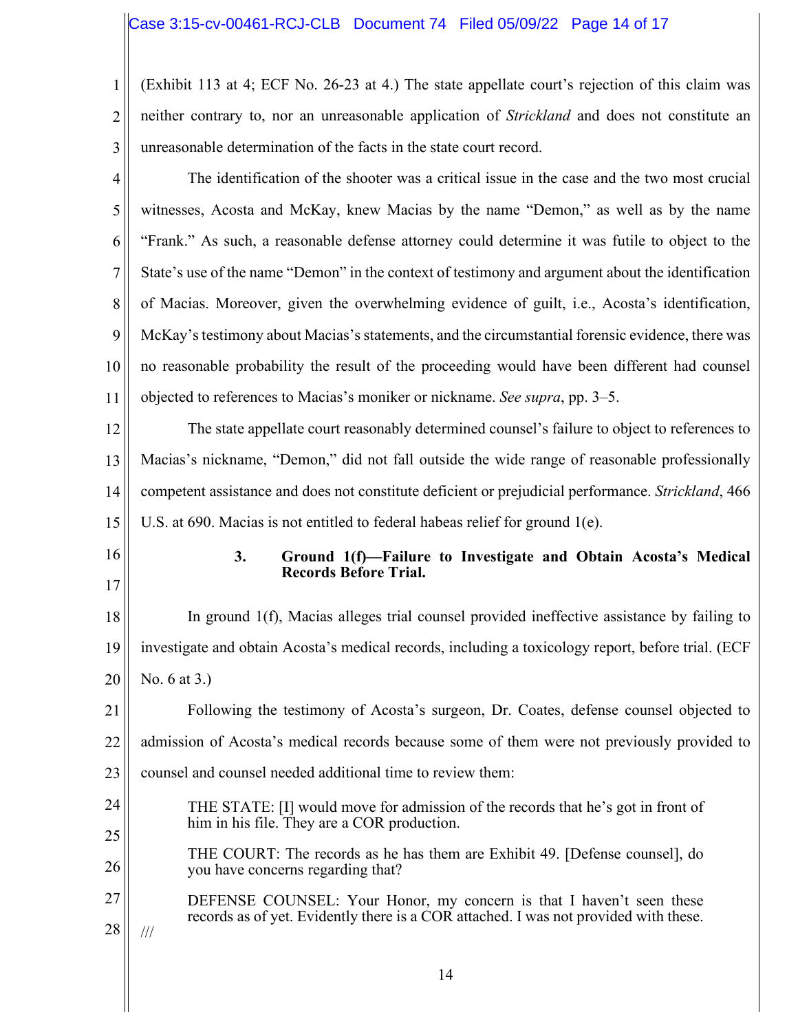(Exhibit 113 at 4; ECF No. 26-23 at 4.) The state appellate court's rejection of this claim was neither contrary to, nor an unreasonable application of *Strickland* and does not constitute an unreasonable determination of the facts in the state court record.

The identification of the shooter was a critical issue in the case and the two most crucial witnesses, Acosta and McKay, knew Macias by the name "Demon," as well as by the name "Frank." As such, a reasonable defense attorney could determine it was futile to object to the State's use of the name "Demon" in the context of testimony and argument about the identification of Macias. Moreover, given the overwhelming evidence of guilt, i.e., Acosta's identification, McKay's testimony about Macias's statements, and the circumstantial forensic evidence, there was no reasonable probability the result of the proceeding would have been different had counsel objected to references to Macias's moniker or nickname. *See supra*, pp. 3–5.

The state appellate court reasonably determined counsel's failure to object to references to Macias's nickname, "Demon," did not fall outside the wide range of reasonable professionally competent assistance and does not constitute deficient or prejudicial performance. *Strickland*, 466 U.S. at 690. Macias is not entitled to federal habeas relief for ground 1(e).

### 3. Ground 1(f)—Failure to Investigate and Obtain Acosta's Medical Records Before Trial.

In ground 1(f), Macias alleges trial counsel provided ineffective assistance by failing to investigate and obtain Acosta's medical records, including a toxicology report, before trial. (ECF No. 6 at 3.)

Following the testimony of Acosta's surgeon, Dr. Coates, defense counsel objected to admission of Acosta's medical records because some of them were not previously provided to counsel and counsel needed additional time to review them:

> THE STATE: [I] would move for admission of the records that he's got in front of him in his file. They are a COR production.
>
> THE COURT: The records as he has them are Exhibit 49. [Defense counsel], do you have concerns regarding that?
>
> DEFENSE COUNSEL: Your Honor, my concern is that I haven't seen these records as of yet. Evidently there is a COR attached. I was not provided with these.

///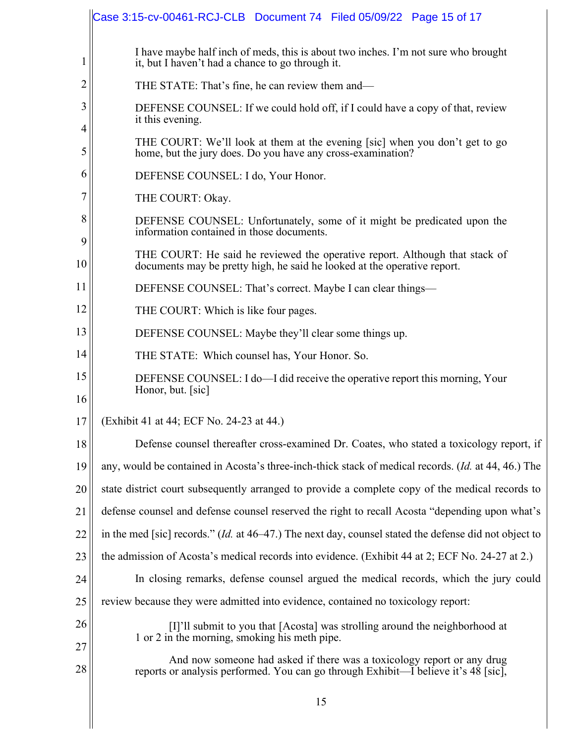> I have maybe half inch of meds, this is about two inches. I'm not sure who brought it, but I haven't had a chance to go through it.
>
> THE STATE: That's fine, he can review them and—
>
> DEFENSE COUNSEL: If we could hold off, if I could have a copy of that, review it this evening.
>
> THE COURT: We'll look at them at the evening [sic] when you don't get to go home, but the jury does. Do you have any cross-examination?
>
> DEFENSE COUNSEL: I do, Your Honor.
>
> THE COURT: Okay.
>
> DEFENSE COUNSEL: Unfortunately, some of it might be predicated upon the information contained in those documents.
>
> THE COURT: He said he reviewed the operative report. Although that stack of documents may be pretty high, he said he looked at the operative report.
>
> DEFENSE COUNSEL: That's correct. Maybe I can clear things—
>
> THE COURT: Which is like four pages.
>
> DEFENSE COUNSEL: Maybe they'll clear some things up.
>
> THE STATE: Which counsel has, Your Honor. So.
>
> DEFENSE COUNSEL: I do—I did receive the operative report this morning, Your Honor, but. [sic]

(Exhibit 41 at 44; ECF No. 24-23 at 44.)

Defense counsel thereafter cross-examined Dr. Coates, who stated a toxicology report, if any, would be contained in Acosta's three-inch-thick stack of medical records. (*Id.* at 44, 46.) The state district court subsequently arranged to provide a complete copy of the medical records to defense counsel and defense counsel reserved the right to recall Acosta "depending upon what's in the med [sic] records." (*Id.* at 46–47.) The next day, counsel stated the defense did not object to the admission of Acosta's medical records into evidence. (Exhibit 44 at 2; ECF No. 24-27 at 2.)

In closing remarks, defense counsel argued the medical records, which the jury could review because they were admitted into evidence, contained no toxicology report:

> [I]'ll submit to you that [Acosta] was strolling around the neighborhood at 1 or 2 in the morning, smoking his meth pipe.
>
> And now someone had asked if there was a toxicology report or any drug reports or analysis performed. You can go through Exhibit—I believe it's 48 [sic],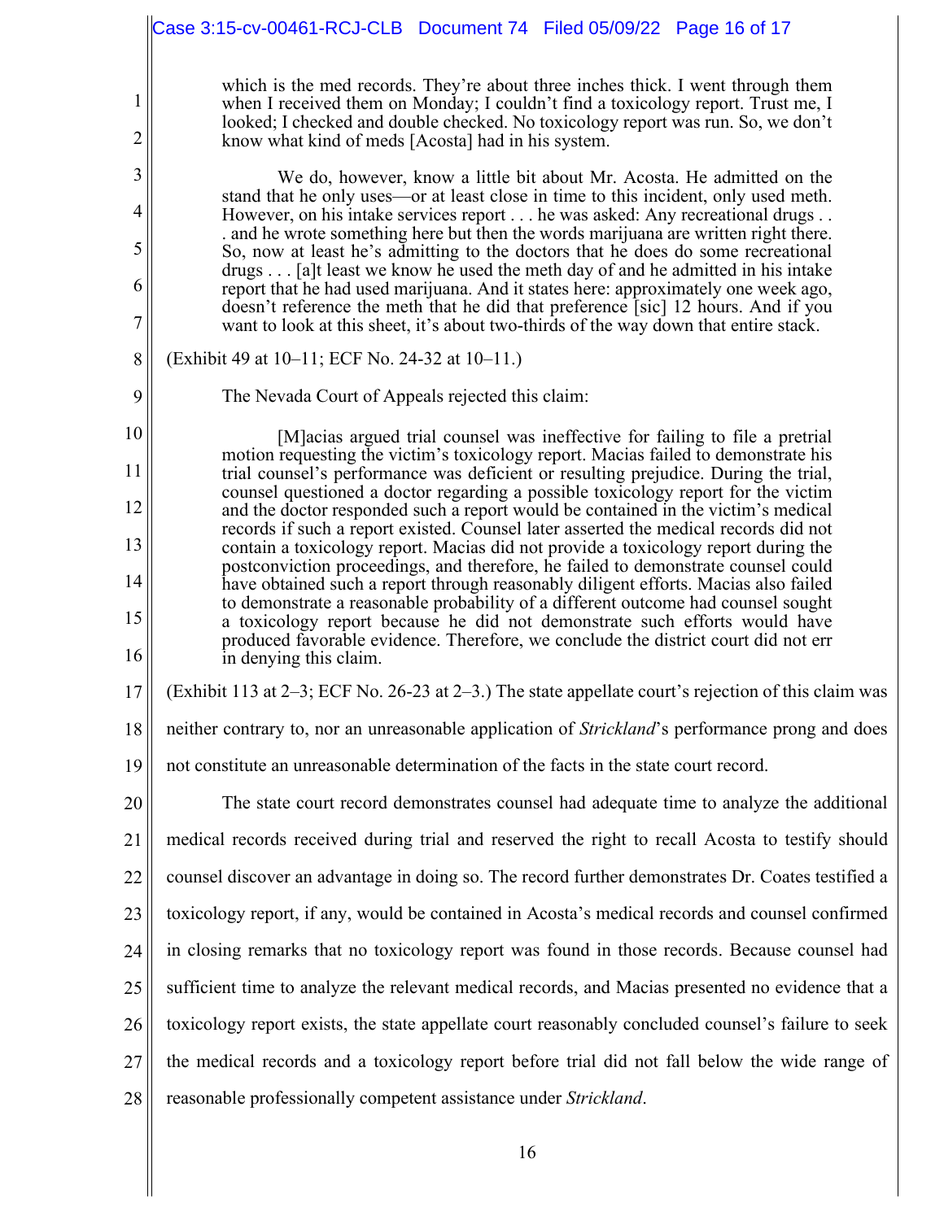> which is the med records. They're about three inches thick. I went through them when I received them on Monday; I couldn't find a toxicology report. Trust me, I looked; I checked and double checked. No toxicology report was run. So, we don't know what kind of meds [Acosta] had in his system.
>
> We do, however, know a little bit about Mr. Acosta. He admitted on the stand that he only uses—or at least close in time to this incident, only used meth. However, on his intake services report . . . he was asked: Any recreational drugs . . . and he wrote something here but then the words marijuana are written right there. So, now at least he's admitting to the doctors that he does do some recreational drugs . . . [a]t least we know he used the meth day of and he admitted in his intake report that he had used marijuana. And it states here: approximately one week ago, doesn't reference the meth that he did that preference [sic] 12 hours. And if you want to look at this sheet, it's about two-thirds of the way down that entire stack.

(Exhibit 49 at 10–11; ECF No. 24-32 at 10–11.)

The Nevada Court of Appeals rejected this claim:

> [M]acias argued trial counsel was ineffective for failing to file a pretrial motion requesting the victim's toxicology report. Macias failed to demonstrate his trial counsel's performance was deficient or resulting prejudice. During the trial, counsel questioned a doctor regarding a possible toxicology report for the victim and the doctor responded such a report would be contained in the victim's medical records if such a report existed. Counsel later asserted the medical records did not contain a toxicology report. Macias did not provide a toxicology report during the postconviction proceedings, and therefore, he failed to demonstrate counsel could have obtained such a report through reasonably diligent efforts. Macias also failed to demonstrate a reasonable probability of a different outcome had counsel sought a toxicology report because he did not demonstrate such efforts would have produced favorable evidence. Therefore, we conclude the district court did not err in denying this claim.

(Exhibit 113 at 2–3; ECF No. 26-23 at 2–3.) The state appellate court's rejection of this claim was neither contrary to, nor an unreasonable application of *Strickland*'s performance prong and does not constitute an unreasonable determination of the facts in the state court record.

The state court record demonstrates counsel had adequate time to analyze the additional medical records received during trial and reserved the right to recall Acosta to testify should counsel discover an advantage in doing so. The record further demonstrates Dr. Coates testified a toxicology report, if any, would be contained in Acosta's medical records and counsel confirmed in closing remarks that no toxicology report was found in those records. Because counsel had sufficient time to analyze the relevant medical records, and Macias presented no evidence that a toxicology report exists, the state appellate court reasonably concluded counsel's failure to seek the medical records and a toxicology report before trial did not fall below the wide range of reasonable professionally competent assistance under *Strickland*.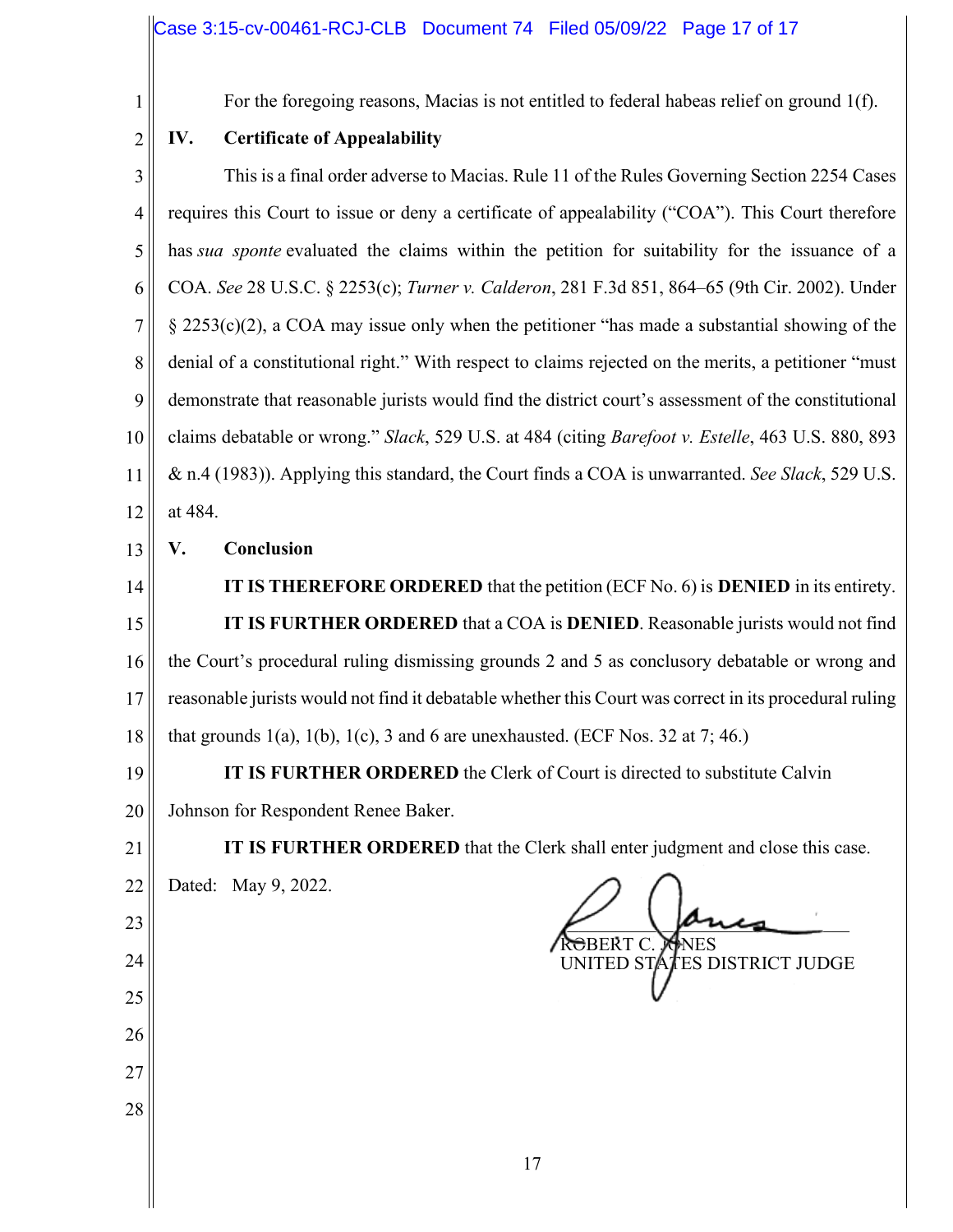For the foregoing reasons, Macias is not entitled to federal habeas relief on ground 1(f).

## IV. Certificate of Appealability

This is a final order adverse to Macias. Rule 11 of the Rules Governing Section 2254 Cases requires this Court to issue or deny a certificate of appealability ("COA"). This Court therefore has *sua sponte* evaluated the claims within the petition for suitability for the issuance of a COA. *See* 28 U.S.C. § 2253(c); *Turner v. Calderon*, 281 F.3d 851, 864–65 (9th Cir. 2002). Under § 2253(c)(2), a COA may issue only when the petitioner "has made a substantial showing of the denial of a constitutional right." With respect to claims rejected on the merits, a petitioner "must demonstrate that reasonable jurists would find the district court's assessment of the constitutional claims debatable or wrong." *Slack*, 529 U.S. at 484 (citing *Barefoot v. Estelle*, 463 U.S. 880, 893 & n.4 (1983)). Applying this standard, the Court finds a COA is unwarranted. *See Slack*, 529 U.S. at 484.

## V. Conclusion

**IT IS THEREFORE ORDERED** that the petition (ECF No. 6) is **DENIED** in its entirety.

**IT IS FURTHER ORDERED** that a COA is **DENIED**. Reasonable jurists would not find the Court's procedural ruling dismissing grounds 2 and 5 as conclusory debatable or wrong and reasonable jurists would not find it debatable whether this Court was correct in its procedural ruling that grounds 1(a), 1(b), 1(c), 3 and 6 are unexhausted. (ECF Nos. 32 at 7; 46.)

**IT IS FURTHER ORDERED** the Clerk of Court is directed to substitute Calvin Johnson for Respondent Renee Baker.

**IT IS FURTHER ORDERED** that the Clerk shall enter judgment and close this case.

Dated: May 9, 2022.

ROBERT C. JONES
UNITED STATES DISTRICT JUDGE